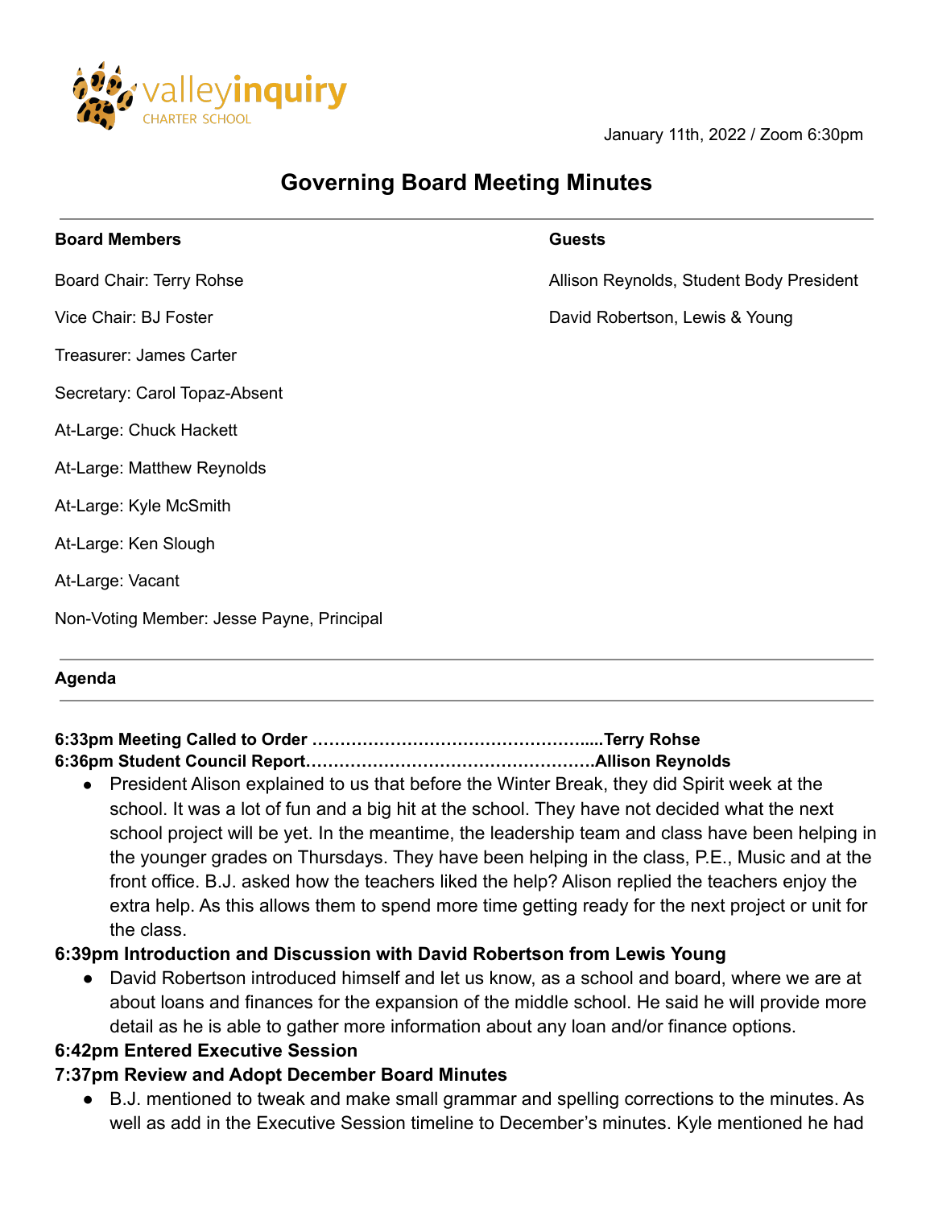valleyinquiry CHARTER SCHOOL

January 11th, 2022 / Zoom 6:30pm

# Governing Board Meeting Minutes

**Board Members**

Board Chair: Terry Rohse

Vice Chair: BJ Foster

Treasurer: James Carter

Secretary: Carol Topaz-Absent

At-Large: Chuck Hackett

At-Large: Matthew Reynolds

At-Large: Kyle McSmith

At-Large: Ken Slough

At-Large: Vacant

Non-Voting Member: Jesse Payne, Principal

**Guests**

Allison Reynolds, Student Body President

David Robertson, Lewis & Young

**Agenda**

**6:33pm Meeting Called to Order ………………………………………….....Terry Rohse**

**6:36pm Student Council Report……………………………………………Allison Reynolds**

- President Alison explained to us that before the Winter Break, they did Spirit week at the school. It was a lot of fun and a big hit at the school. They have not decided what the next school project will be yet. In the meantime, the leadership team and class have been helping in the younger grades on Thursdays. They have been helping in the class, P.E., Music and at the front office. B.J. asked how the teachers liked the help? Alison replied the teachers enjoy the extra help. As this allows them to spend more time getting ready for the next project or unit for the class.

**6:39pm Introduction and Discussion with David Robertson from Lewis Young**

- David Robertson introduced himself and let us know, as a school and board, where we are at about loans and finances for the expansion of the middle school. He said he will provide more detail as he is able to gather more information about any loan and/or finance options.

**6:42pm Entered Executive Session**

**7:37pm Review and Adopt December Board Minutes**

- B.J. mentioned to tweak and make small grammar and spelling corrections to the minutes. As well as add in the Executive Session timeline to December's minutes. Kyle mentioned he had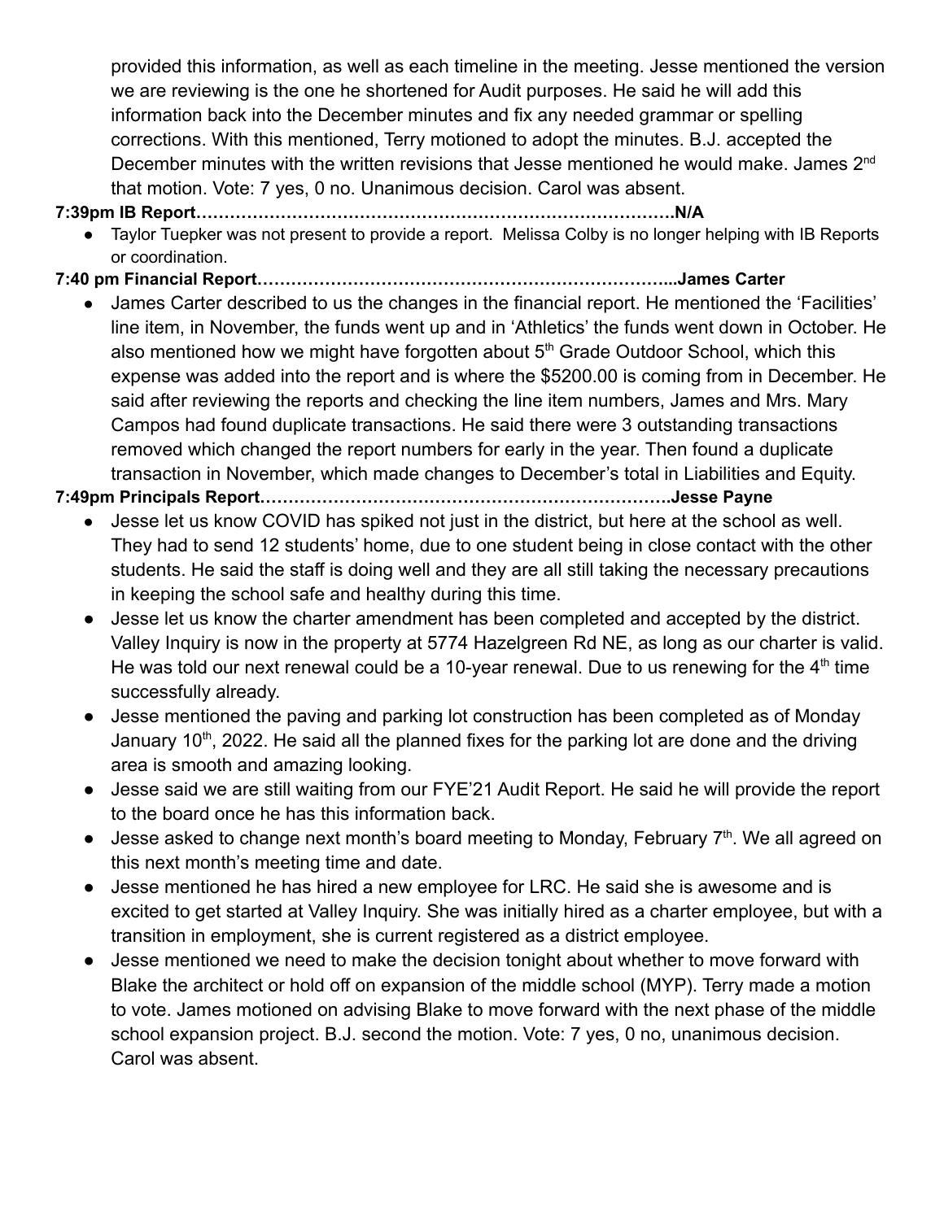provided this information, as well as each timeline in the meeting. Jesse mentioned the version we are reviewing is the one he shortened for Audit purposes. He said he will add this information back into the December minutes and fix any needed grammar or spelling corrections. With this mentioned, Terry motioned to adopt the minutes. B.J. accepted the December minutes with the written revisions that Jesse mentioned he would make. James 2nd that motion. Vote: 7 yes, 0 no. Unanimous decision. Carol was absent.

**7:39pm IB Report………………………………………………………………………….N/A**

- Taylor Tuepker was not present to provide a report. Melissa Colby is no longer helping with IB Reports or coordination.

**7:40 pm Financial Report………………………………………………………………...James Carter**

- James Carter described to us the changes in the financial report. He mentioned the 'Facilities' line item, in November, the funds went up and in 'Athletics' the funds went down in October. He also mentioned how we might have forgotten about 5th Grade Outdoor School, which this expense was added into the report and is where the $5200.00 is coming from in December. He said after reviewing the reports and checking the line item numbers, James and Mrs. Mary Campos had found duplicate transactions. He said there were 3 outstanding transactions removed which changed the report numbers for early in the year. Then found a duplicate transaction in November, which made changes to December's total in Liabilities and Equity.

**7:49pm Principals Report……………………………………………………………….Jesse Payne**

- Jesse let us know COVID has spiked not just in the district, but here at the school as well. They had to send 12 students' home, due to one student being in close contact with the other students. He said the staff is doing well and they are all still taking the necessary precautions in keeping the school safe and healthy during this time.
- Jesse let us know the charter amendment has been completed and accepted by the district. Valley Inquiry is now in the property at 5774 Hazelgreen Rd NE, as long as our charter is valid. He was told our next renewal could be a 10-year renewal. Due to us renewing for the 4th time successfully already.
- Jesse mentioned the paving and parking lot construction has been completed as of Monday January 10th, 2022. He said all the planned fixes for the parking lot are done and the driving area is smooth and amazing looking.
- Jesse said we are still waiting from our FYE'21 Audit Report. He said he will provide the report to the board once he has this information back.
- Jesse asked to change next month's board meeting to Monday, February 7th. We all agreed on this next month's meeting time and date.
- Jesse mentioned he has hired a new employee for LRC. He said she is awesome and is excited to get started at Valley Inquiry. She was initially hired as a charter employee, but with a transition in employment, she is current registered as a district employee.
- Jesse mentioned we need to make the decision tonight about whether to move forward with Blake the architect or hold off on expansion of the middle school (MYP). Terry made a motion to vote. James motioned on advising Blake to move forward with the next phase of the middle school expansion project. B.J. second the motion. Vote: 7 yes, 0 no, unanimous decision. Carol was absent.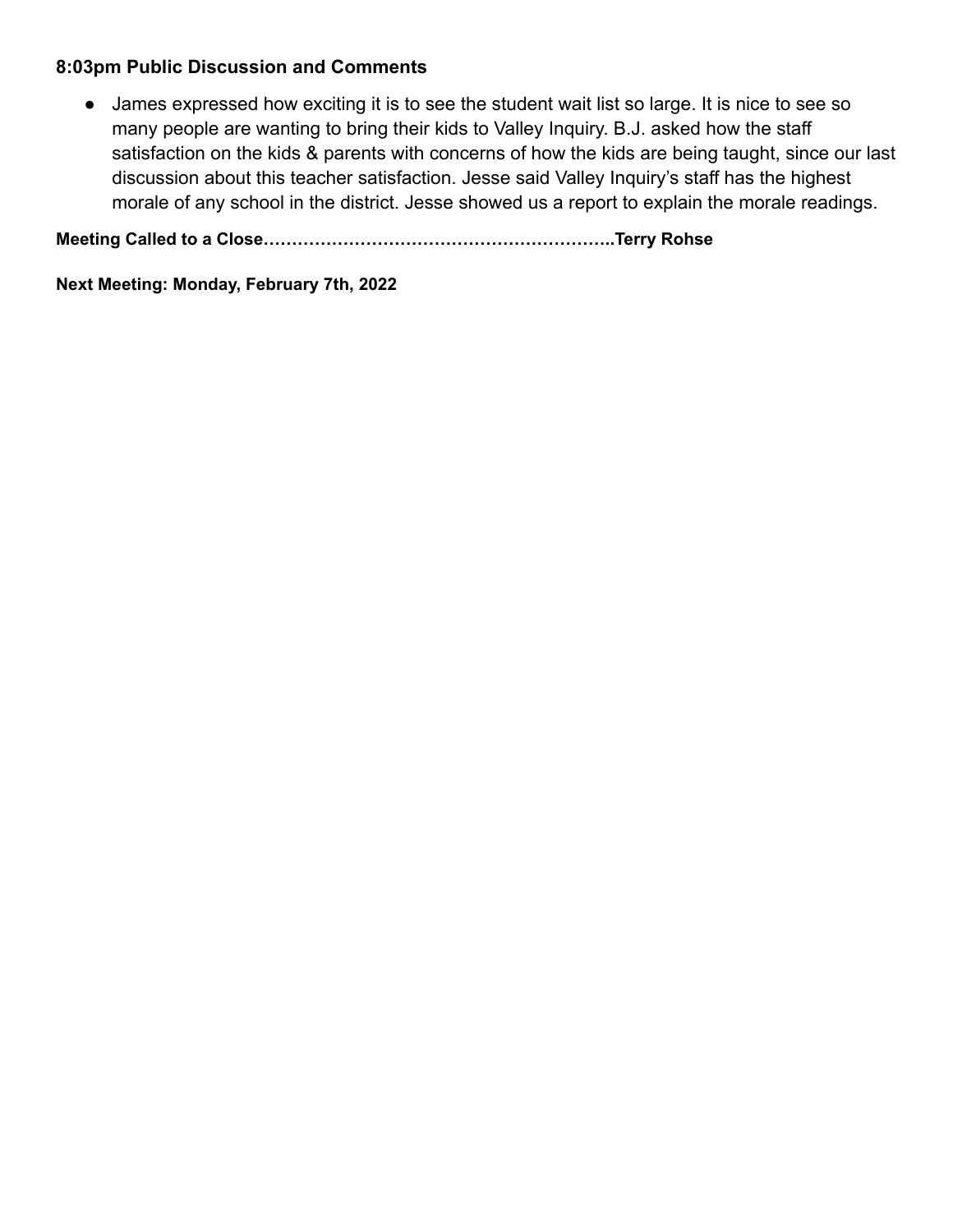**8:03pm Public Discussion and Comments**

- James expressed how exciting it is to see the student wait list so large. It is nice to see so many people are wanting to bring their kids to Valley Inquiry. B.J. asked how the staff satisfaction on the kids & parents with concerns of how the kids are being taught, since our last discussion about this teacher satisfaction. Jesse said Valley Inquiry's staff has the highest morale of any school in the district. Jesse showed us a report to explain the morale readings.

**Meeting Called to a Close……………………………………………………..Terry Rohse**

**Next Meeting: Monday, February 7th, 2022**